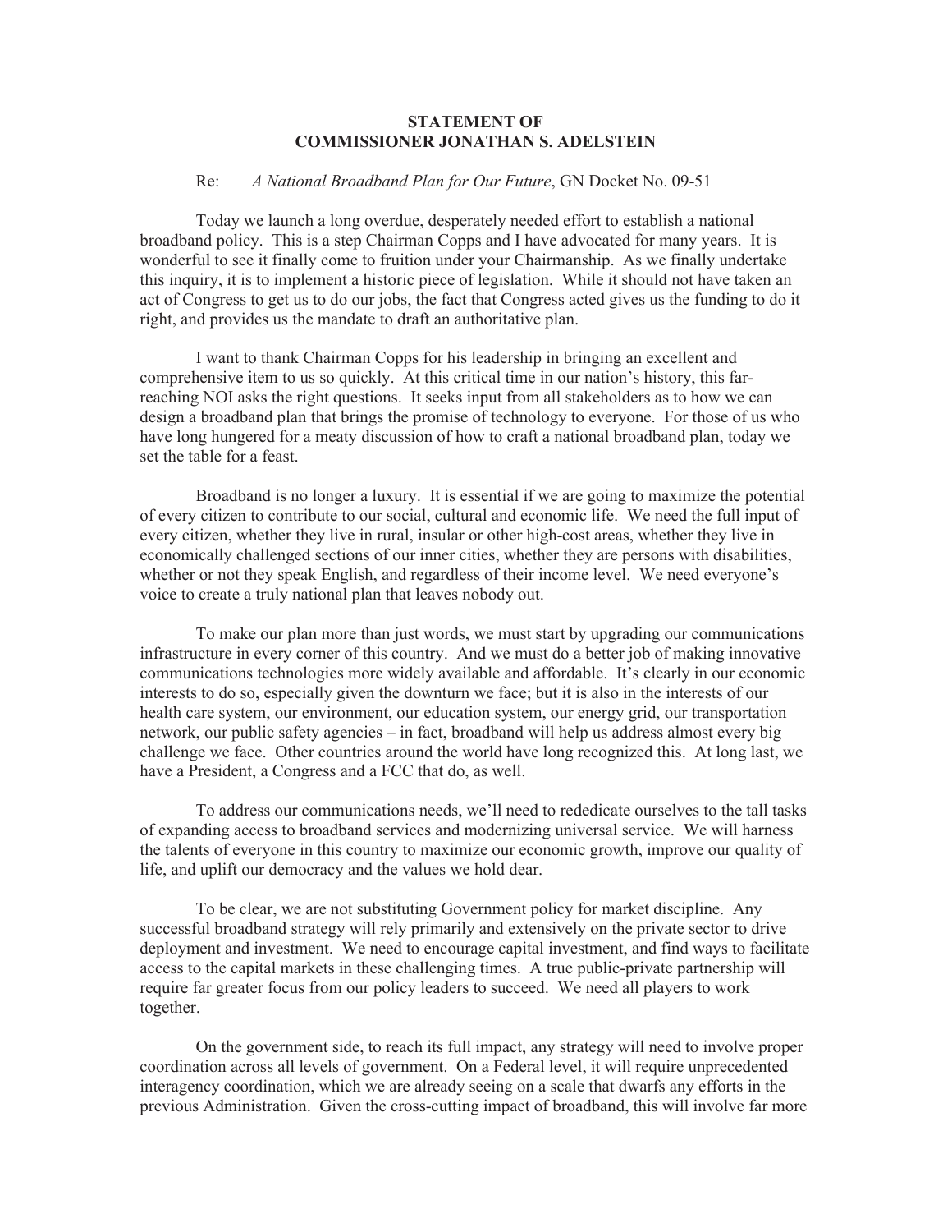**STATEMENT OF**
**COMMISSIONER JONATHAN S. ADELSTEIN**

Re: *A National Broadband Plan for Our Future*, GN Docket No. 09-51

Today we launch a long overdue, desperately needed effort to establish a national broadband policy. This is a step Chairman Copps and I have advocated for many years. It is wonderful to see it finally come to fruition under your Chairmanship. As we finally undertake this inquiry, it is to implement a historic piece of legislation. While it should not have taken an act of Congress to get us to do our jobs, the fact that Congress acted gives us the funding to do it right, and provides us the mandate to draft an authoritative plan.

I want to thank Chairman Copps for his leadership in bringing an excellent and comprehensive item to us so quickly. At this critical time in our nation's history, this far-reaching NOI asks the right questions. It seeks input from all stakeholders as to how we can design a broadband plan that brings the promise of technology to everyone. For those of us who have long hungered for a meaty discussion of how to craft a national broadband plan, today we set the table for a feast.

Broadband is no longer a luxury. It is essential if we are going to maximize the potential of every citizen to contribute to our social, cultural and economic life. We need the full input of every citizen, whether they live in rural, insular or other high-cost areas, whether they live in economically challenged sections of our inner cities, whether they are persons with disabilities, whether or not they speak English, and regardless of their income level. We need everyone's voice to create a truly national plan that leaves nobody out.

To make our plan more than just words, we must start by upgrading our communications infrastructure in every corner of this country. And we must do a better job of making innovative communications technologies more widely available and affordable. It's clearly in our economic interests to do so, especially given the downturn we face; but it is also in the interests of our health care system, our environment, our education system, our energy grid, our transportation network, our public safety agencies – in fact, broadband will help us address almost every big challenge we face. Other countries around the world have long recognized this. At long last, we have a President, a Congress and a FCC that do, as well.

To address our communications needs, we'll need to rededicate ourselves to the tall tasks of expanding access to broadband services and modernizing universal service. We will harness the talents of everyone in this country to maximize our economic growth, improve our quality of life, and uplift our democracy and the values we hold dear.

To be clear, we are not substituting Government policy for market discipline. Any successful broadband strategy will rely primarily and extensively on the private sector to drive deployment and investment. We need to encourage capital investment, and find ways to facilitate access to the capital markets in these challenging times. A true public-private partnership will require far greater focus from our policy leaders to succeed. We need all players to work together.

On the government side, to reach its full impact, any strategy will need to involve proper coordination across all levels of government. On a Federal level, it will require unprecedented interagency coordination, which we are already seeing on a scale that dwarfs any efforts in the previous Administration. Given the cross-cutting impact of broadband, this will involve far more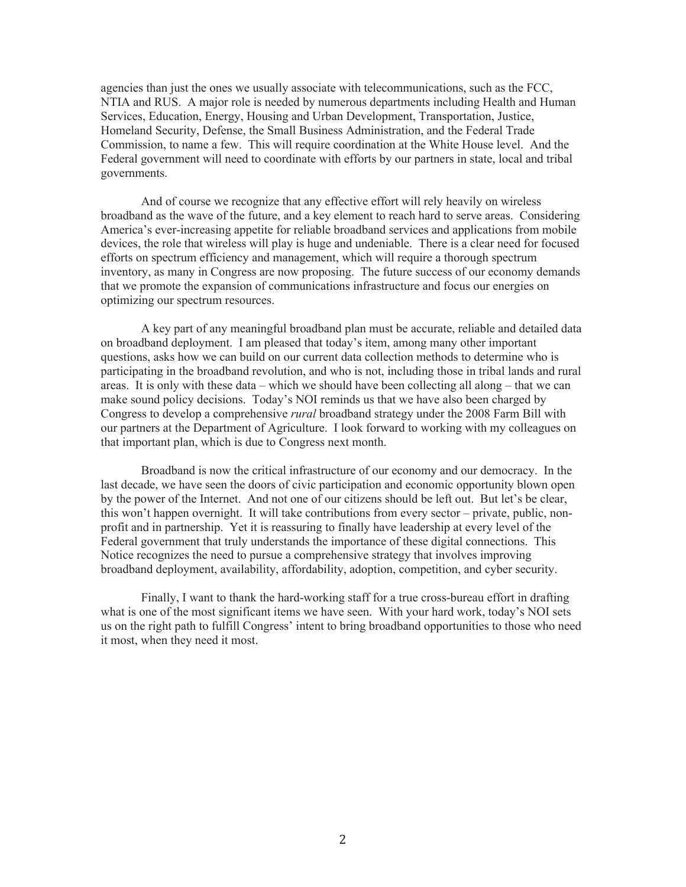agencies than just the ones we usually associate with telecommunications, such as the FCC, NTIA and RUS. A major role is needed by numerous departments including Health and Human Services, Education, Energy, Housing and Urban Development, Transportation, Justice, Homeland Security, Defense, the Small Business Administration, and the Federal Trade Commission, to name a few. This will require coordination at the White House level. And the Federal government will need to coordinate with efforts by our partners in state, local and tribal governments.

And of course we recognize that any effective effort will rely heavily on wireless broadband as the wave of the future, and a key element to reach hard to serve areas. Considering America's ever-increasing appetite for reliable broadband services and applications from mobile devices, the role that wireless will play is huge and undeniable. There is a clear need for focused efforts on spectrum efficiency and management, which will require a thorough spectrum inventory, as many in Congress are now proposing. The future success of our economy demands that we promote the expansion of communications infrastructure and focus our energies on optimizing our spectrum resources.

A key part of any meaningful broadband plan must be accurate, reliable and detailed data on broadband deployment. I am pleased that today's item, among many other important questions, asks how we can build on our current data collection methods to determine who is participating in the broadband revolution, and who is not, including those in tribal lands and rural areas. It is only with these data – which we should have been collecting all along – that we can make sound policy decisions. Today's NOI reminds us that we have also been charged by Congress to develop a comprehensive *rural* broadband strategy under the 2008 Farm Bill with our partners at the Department of Agriculture. I look forward to working with my colleagues on that important plan, which is due to Congress next month.

Broadband is now the critical infrastructure of our economy and our democracy. In the last decade, we have seen the doors of civic participation and economic opportunity blown open by the power of the Internet. And not one of our citizens should be left out. But let's be clear, this won't happen overnight. It will take contributions from every sector – private, public, non-profit and in partnership. Yet it is reassuring to finally have leadership at every level of the Federal government that truly understands the importance of these digital connections. This Notice recognizes the need to pursue a comprehensive strategy that involves improving broadband deployment, availability, affordability, adoption, competition, and cyber security.

Finally, I want to thank the hard-working staff for a true cross-bureau effort in drafting what is one of the most significant items we have seen. With your hard work, today's NOI sets us on the right path to fulfill Congress' intent to bring broadband opportunities to those who need it most, when they need it most.